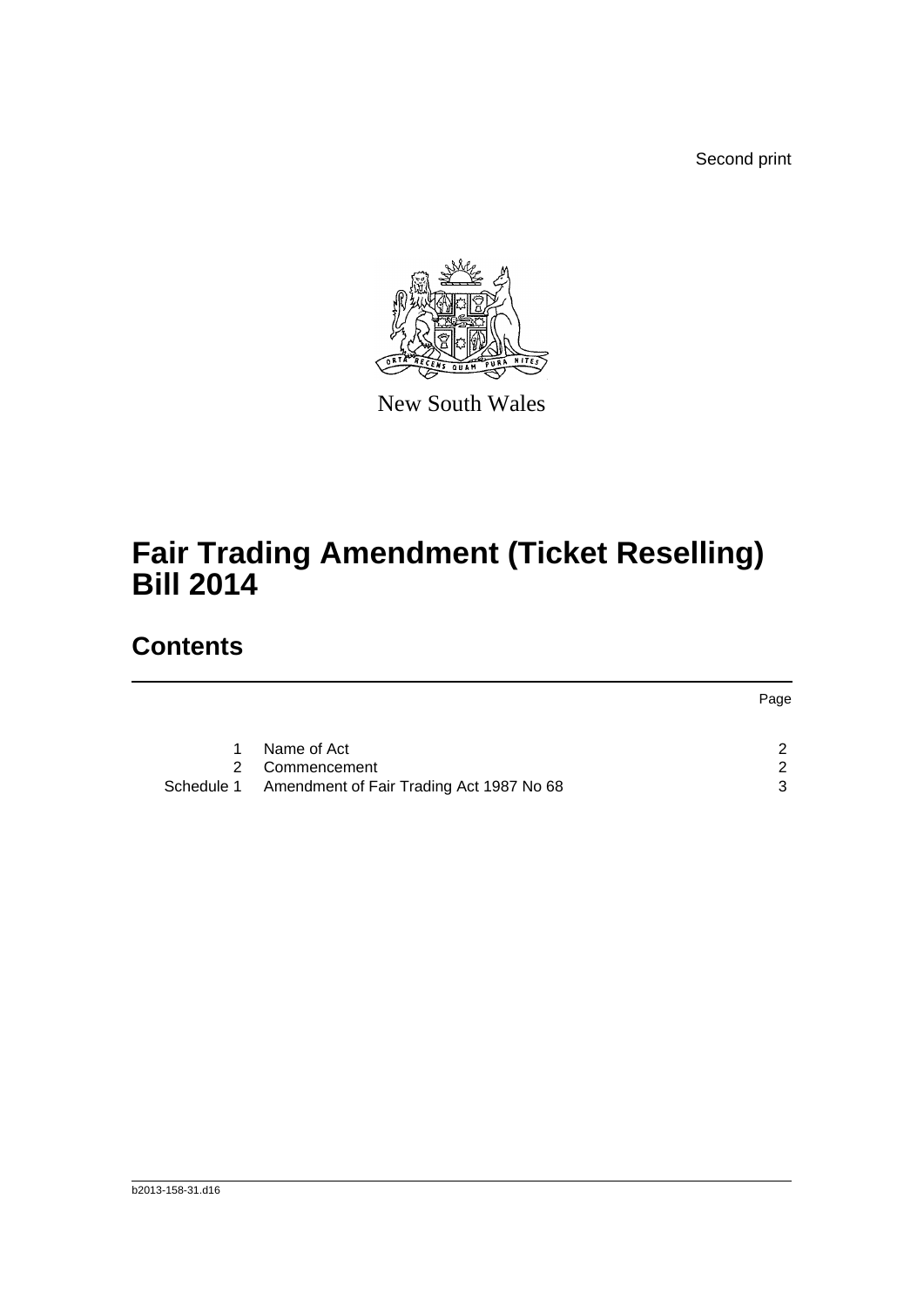Second print

New South Wales

# Fair Trading Amendment (Ticket Reselling) Bill 2014

## Contents

| | | Page |
|---|---|---|
| 1 | Name of Act | 2 |
| 2 | Commencement | 2 |
| Schedule 1 | Amendment of Fair Trading Act 1987 No 68 | 3 |

b2013-158-31.d16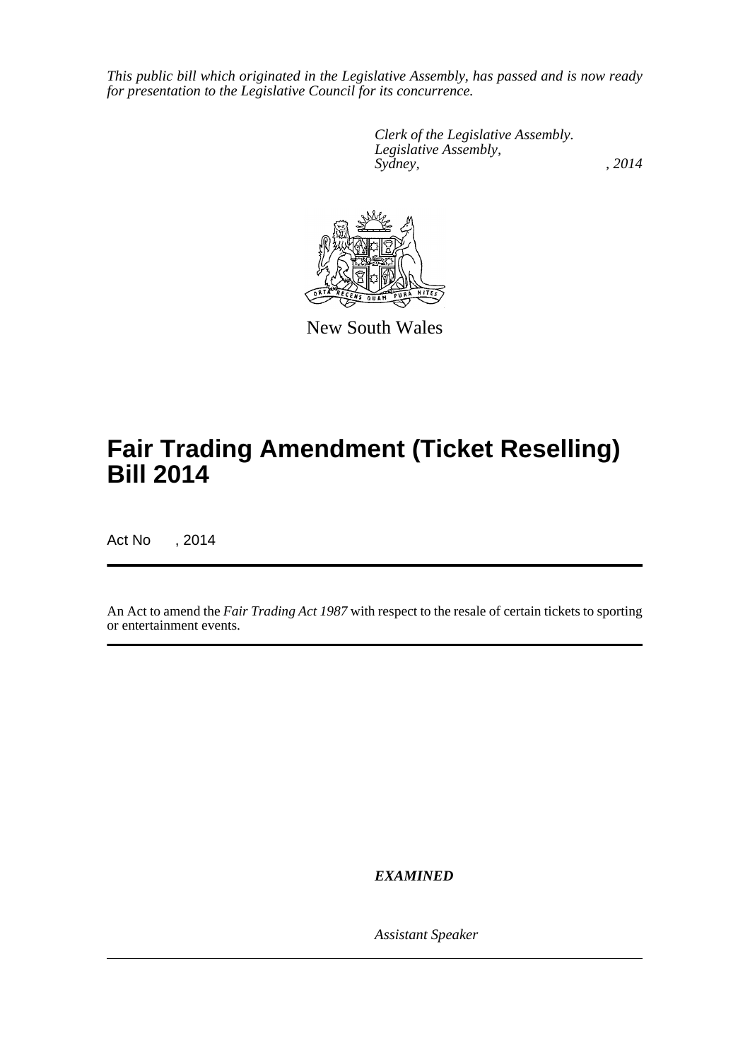*This public bill which originated in the Legislative Assembly, has passed and is now ready for presentation to the Legislative Council for its concurrence.*

*Clerk of the Legislative Assembly.*
*Legislative Assembly,*
*Sydney, , 2014*

New South Wales

# Fair Trading Amendment (Ticket Reselling) Bill 2014

Act No , 2014

An Act to amend the *Fair Trading Act 1987* with respect to the resale of certain tickets to sporting or entertainment events.

***EXAMINED***

*Assistant Speaker*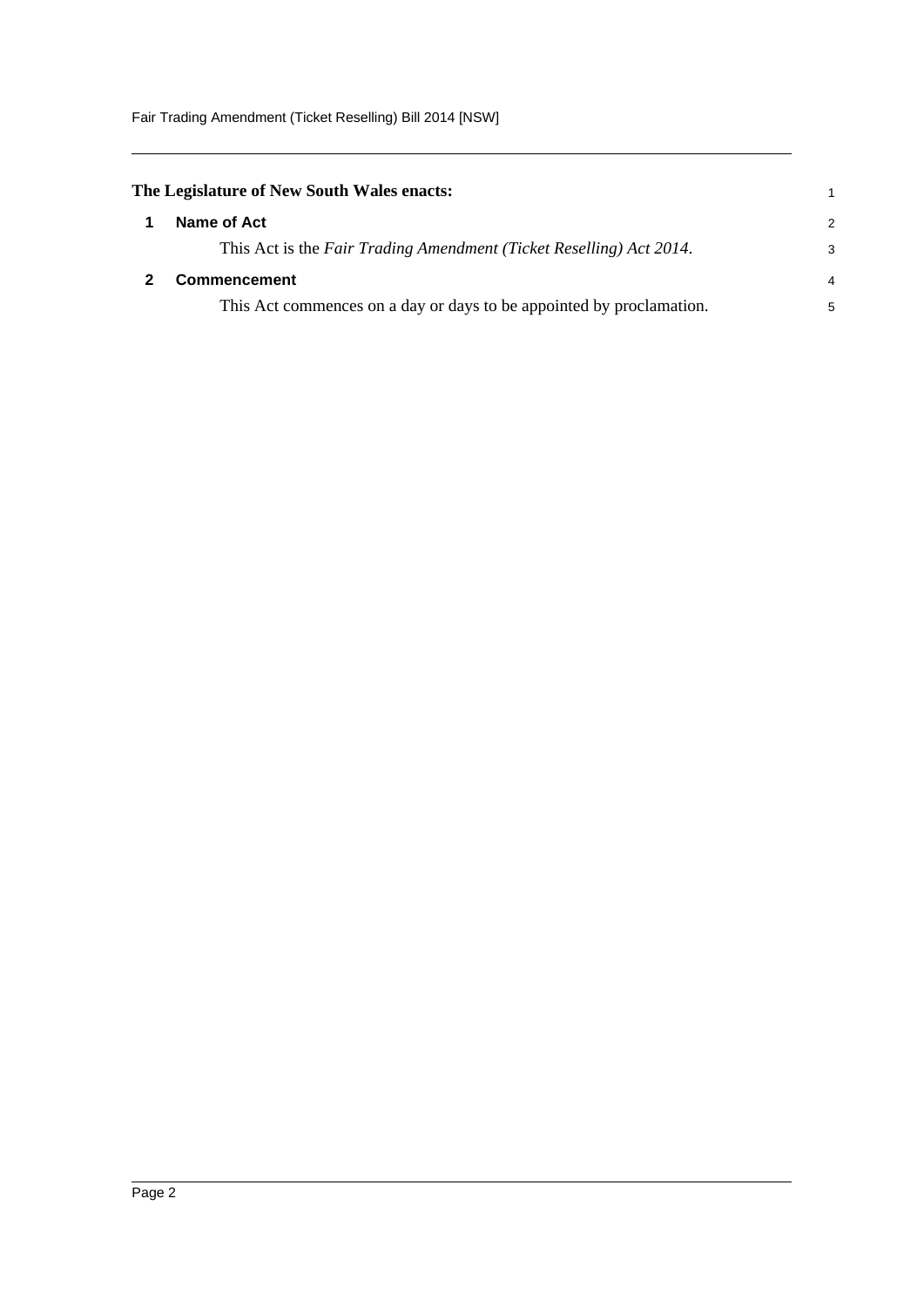**The Legislature of New South Wales enacts:**

## 1 Name of Act

This Act is the *Fair Trading Amendment (Ticket Reselling) Act 2014*.

## 2 Commencement

This Act commences on a day or days to be appointed by proclamation.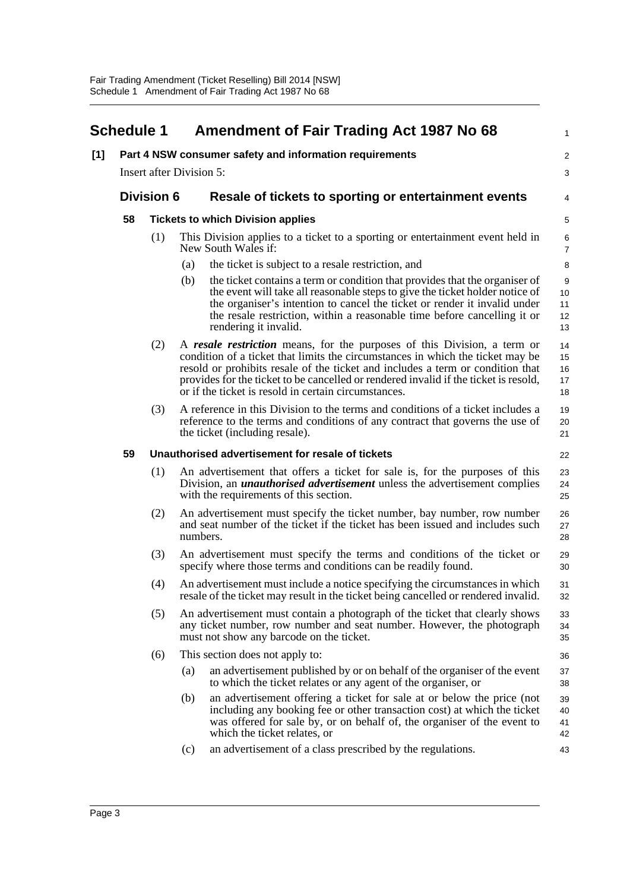# Schedule 1 Amendment of Fair Trading Act 1987 No 68

**[1] Part 4 NSW consumer safety and information requirements**

Insert after Division 5:

## Division 6 Resale of tickets to sporting or entertainment events

### 58 Tickets to which Division applies

(1) This Division applies to a ticket to a sporting or entertainment event held in New South Wales if:

(a) the ticket is subject to a resale restriction, and

(b) the ticket contains a term or condition that provides that the organiser of the event will take all reasonable steps to give the ticket holder notice of the organiser's intention to cancel the ticket or render it invalid under the resale restriction, within a reasonable time before cancelling it or rendering it invalid.

(2) A ***resale restriction*** means, for the purposes of this Division, a term or condition of a ticket that limits the circumstances in which the ticket may be resold or prohibits resale of the ticket and includes a term or condition that provides for the ticket to be cancelled or rendered invalid if the ticket is resold, or if the ticket is resold in certain circumstances.

(3) A reference in this Division to the terms and conditions of a ticket includes a reference to the terms and conditions of any contract that governs the use of the ticket (including resale).

### 59 Unauthorised advertisement for resale of tickets

(1) An advertisement that offers a ticket for sale is, for the purposes of this Division, an ***unauthorised advertisement*** unless the advertisement complies with the requirements of this section.

(2) An advertisement must specify the ticket number, bay number, row number and seat number of the ticket if the ticket has been issued and includes such numbers.

(3) An advertisement must specify the terms and conditions of the ticket or specify where those terms and conditions can be readily found.

(4) An advertisement must include a notice specifying the circumstances in which resale of the ticket may result in the ticket being cancelled or rendered invalid.

(5) An advertisement must contain a photograph of the ticket that clearly shows any ticket number, row number and seat number. However, the photograph must not show any barcode on the ticket.

(6) This section does not apply to:

(a) an advertisement published by or on behalf of the organiser of the event to which the ticket relates or any agent of the organiser, or

(b) an advertisement offering a ticket for sale at or below the price (not including any booking fee or other transaction cost) at which the ticket was offered for sale by, or on behalf of, the organiser of the event to which the ticket relates, or

(c) an advertisement of a class prescribed by the regulations.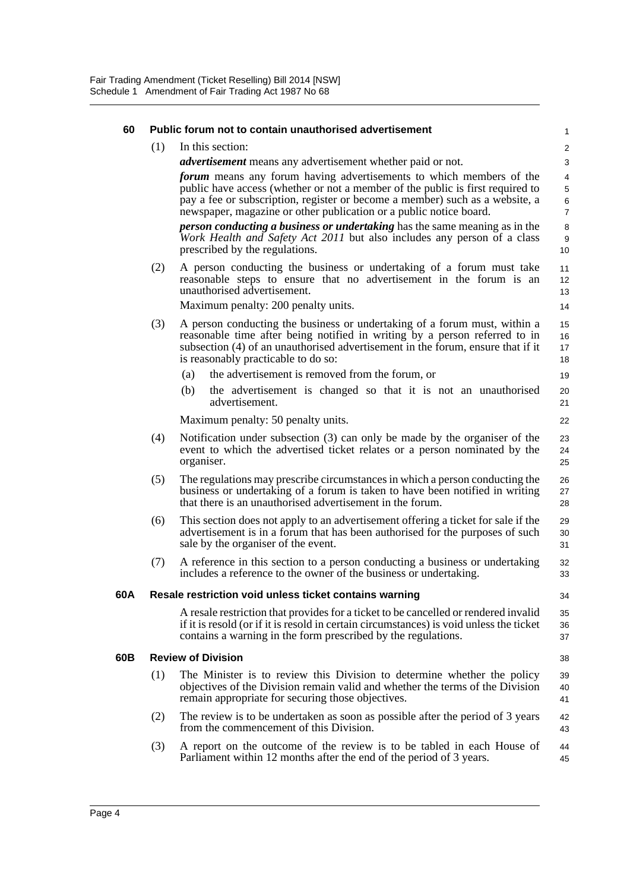### 60 Public forum not to contain unauthorised advertisement

(1) In this section:

***advertisement*** means any advertisement whether paid or not.

***forum*** means any forum having advertisements to which members of the public have access (whether or not a member of the public is first required to pay a fee or subscription, register or become a member) such as a website, a newspaper, magazine or other publication or a public notice board.

***person conducting a business or undertaking*** has the same meaning as in the *Work Health and Safety Act 2011* but also includes any person of a class prescribed by the regulations.

(2) A person conducting the business or undertaking of a forum must take reasonable steps to ensure that no advertisement in the forum is an unauthorised advertisement.

Maximum penalty: 200 penalty units.

(3) A person conducting the business or undertaking of a forum must, within a reasonable time after being notified in writing by a person referred to in subsection (4) of an unauthorised advertisement in the forum, ensure that if it is reasonably practicable to do so:

(a) the advertisement is removed from the forum, or

(b) the advertisement is changed so that it is not an unauthorised advertisement.

Maximum penalty: 50 penalty units.

(4) Notification under subsection (3) can only be made by the organiser of the event to which the advertised ticket relates or a person nominated by the organiser.

(5) The regulations may prescribe circumstances in which a person conducting the business or undertaking of a forum is taken to have been notified in writing that there is an unauthorised advertisement in the forum.

(6) This section does not apply to an advertisement offering a ticket for sale if the advertisement is in a forum that has been authorised for the purposes of such sale by the organiser of the event.

(7) A reference in this section to a person conducting a business or undertaking includes a reference to the owner of the business or undertaking.

### 60A Resale restriction void unless ticket contains warning

A resale restriction that provides for a ticket to be cancelled or rendered invalid if it is resold (or if it is resold in certain circumstances) is void unless the ticket contains a warning in the form prescribed by the regulations.

### 60B Review of Division

(1) The Minister is to review this Division to determine whether the policy objectives of the Division remain valid and whether the terms of the Division remain appropriate for securing those objectives.

(2) The review is to be undertaken as soon as possible after the period of 3 years from the commencement of this Division.

(3) A report on the outcome of the review is to be tabled in each House of Parliament within 12 months after the end of the period of 3 years.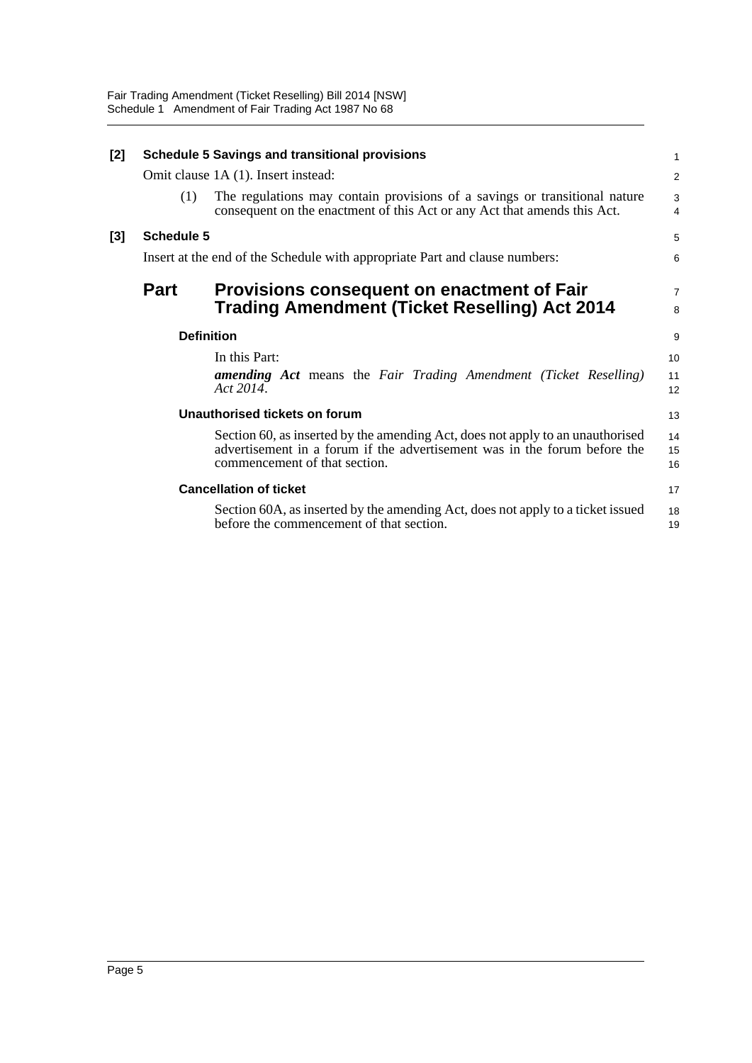**[2] Schedule 5 Savings and transitional provisions**

Omit clause 1A (1). Insert instead:

(1) The regulations may contain provisions of a savings or transitional nature consequent on the enactment of this Act or any Act that amends this Act.

**[3] Schedule 5**

Insert at the end of the Schedule with appropriate Part and clause numbers:

## Part Provisions consequent on enactment of Fair Trading Amendment (Ticket Reselling) Act 2014

### Definition

In this Part:

***amending Act*** means the *Fair Trading Amendment (Ticket Reselling) Act 2014*.

### Unauthorised tickets on forum

Section 60, as inserted by the amending Act, does not apply to an unauthorised advertisement in a forum if the advertisement was in the forum before the commencement of that section.

### Cancellation of ticket

Section 60A, as inserted by the amending Act, does not apply to a ticket issued before the commencement of that section.